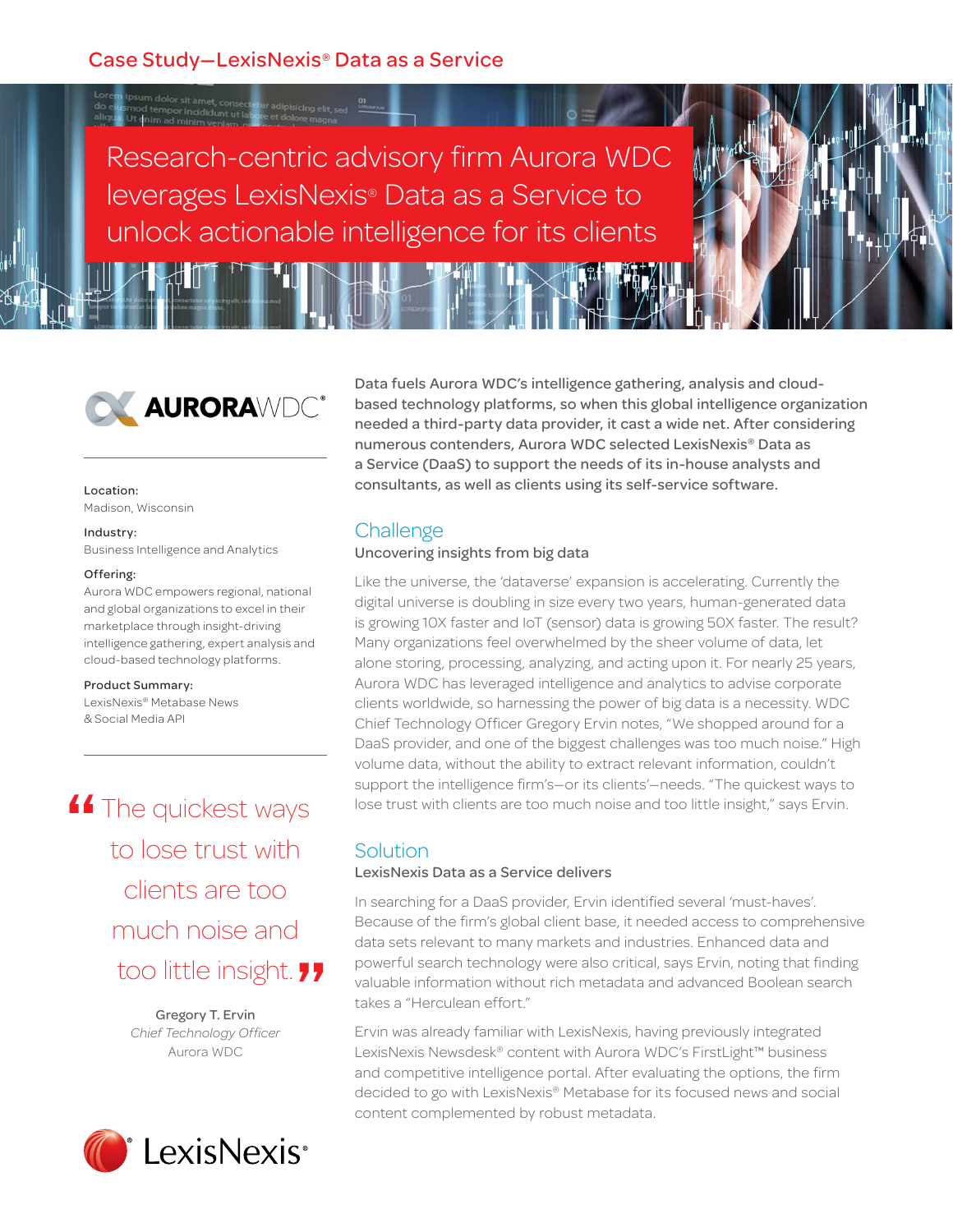Case Study—LexisNexis® Data as a Service

# Research-centric advisory firm Aurora WDC leverages LexisNexis® Data as a Service to unlock actionable intelligence for its clients

AURORAWDC®

**Location:**
Madison, Wisconsin

**Industry:**
Business Intelligence and Analytics

**Offering:**
Aurora WDC empowers regional, national and global organizations to excel in their marketplace through insight-driving intelligence gathering, expert analysis and cloud-based technology platforms.

**Product Summary:**
LexisNexis® Metabase News & Social Media API

> "The quickest ways to lose trust with clients are too much noise and too little insight."
>
> Gregory T. Ervin
> *Chief Technology Officer*
> Aurora WDC

Data fuels Aurora WDC's intelligence gathering, analysis and cloud-based technology platforms, so when this global intelligence organization needed a third-party data provider, it cast a wide net. After considering numerous contenders, Aurora WDC selected LexisNexis® Data as a Service (DaaS) to support the needs of its in-house analysts and consultants, as well as clients using its self-service software.

## Challenge

### Uncovering insights from big data

Like the universe, the 'dataverse' expansion is accelerating. Currently the digital universe is doubling in size every two years, human-generated data is growing 10X faster and IoT (sensor) data is growing 50X faster. The result? Many organizations feel overwhelmed by the sheer volume of data, let alone storing, processing, analyzing, and acting upon it. For nearly 25 years, Aurora WDC has leveraged intelligence and analytics to advise corporate clients worldwide, so harnessing the power of big data is a necessity. WDC Chief Technology Officer Gregory Ervin notes, "We shopped around for a DaaS provider, and one of the biggest challenges was too much noise." High volume data, without the ability to extract relevant information, couldn't support the intelligence firm's—or its clients'—needs. "The quickest ways to lose trust with clients are too much noise and too little insight," says Ervin.

## Solution

### LexisNexis Data as a Service delivers

In searching for a DaaS provider, Ervin identified several 'must-haves'. Because of the firm's global client base, it needed access to comprehensive data sets relevant to many markets and industries. Enhanced data and powerful search technology were also critical, says Ervin, noting that finding valuable information without rich metadata and advanced Boolean search takes a "Herculean effort."

Ervin was already familiar with LexisNexis, having previously integrated LexisNexis Newsdesk® content with Aurora WDC's FirstLight™ business and competitive intelligence portal. After evaluating the options, the firm decided to go with LexisNexis® Metabase for its focused news and social content complemented by robust metadata.

LexisNexis®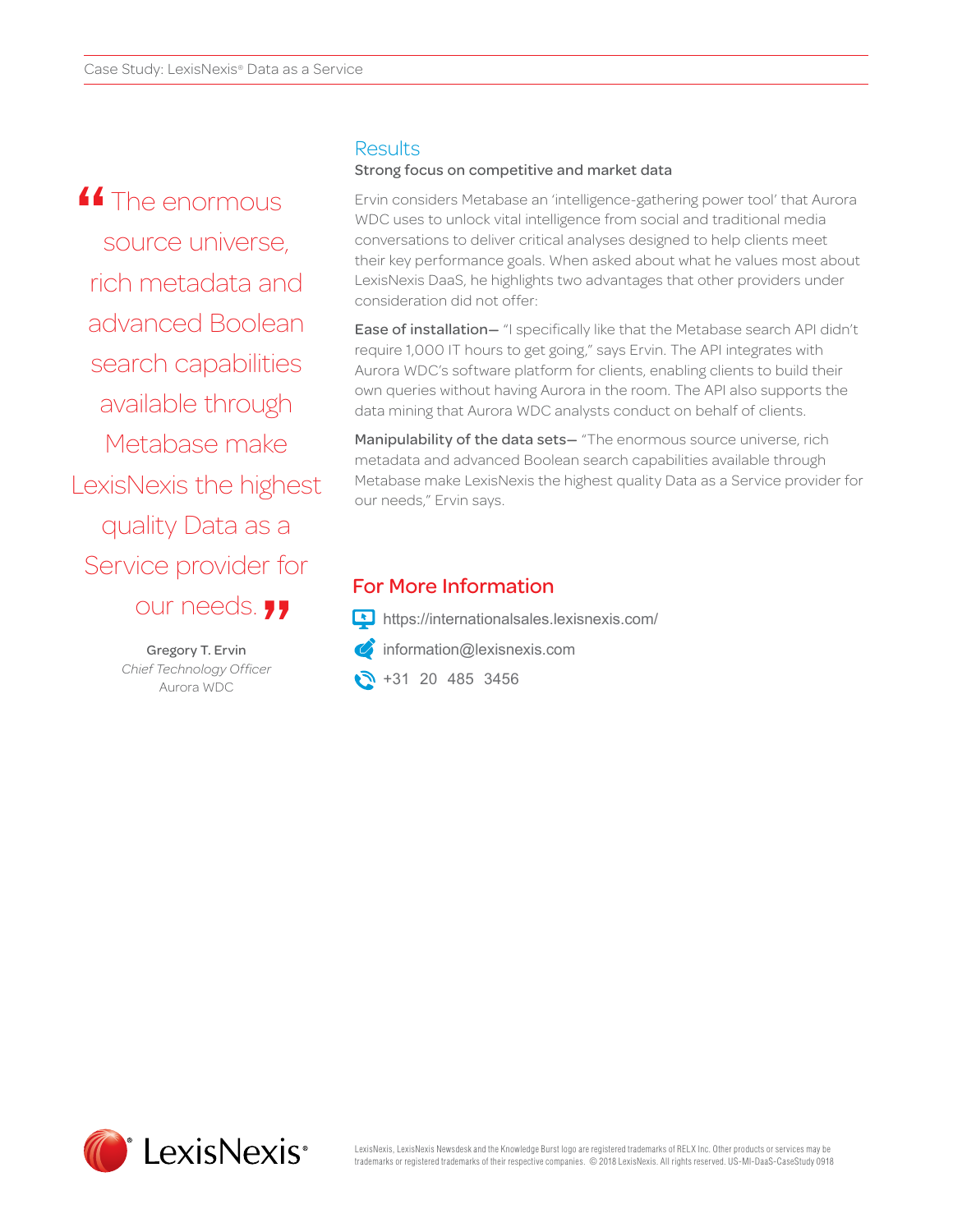> "The enormous source universe, rich metadata and advanced Boolean search capabilities available through Metabase make LexisNexis the highest quality Data as a Service provider for our needs."

**Gregory T. Ervin**
*Chief Technology Officer*
Aurora WDC

## Results

**Strong focus on competitive and market data**

Ervin considers Metabase an 'intelligence-gathering power tool' that Aurora WDC uses to unlock vital intelligence from social and traditional media conversations to deliver critical analyses designed to help clients meet their key performance goals. When asked about what he values most about LexisNexis DaaS, he highlights two advantages that other providers under consideration did not offer:

**Ease of installation—** "I specifically like that the Metabase search API didn't require 1,000 IT hours to get going," says Ervin. The API integrates with Aurora WDC's software platform for clients, enabling clients to build their own queries without having Aurora in the room. The API also supports the data mining that Aurora WDC analysts conduct on behalf of clients.

**Manipulability of the data sets—** "The enormous source universe, rich metadata and advanced Boolean search capabilities available through Metabase make LexisNexis the highest quality Data as a Service provider for our needs," Ervin says.

## For More Information

https://internationalsales.lexisnexis.com/

information@lexisnexis.com

+31 20 485 3456

LexisNexis, LexisNexis Newsdesk and the Knowledge Burst logo are registered trademarks of RELX Inc. Other products or services may be trademarks or registered trademarks of their respective companies. © 2018 LexisNexis. All rights reserved. US-MI-DaaS-CaseStudy 0918